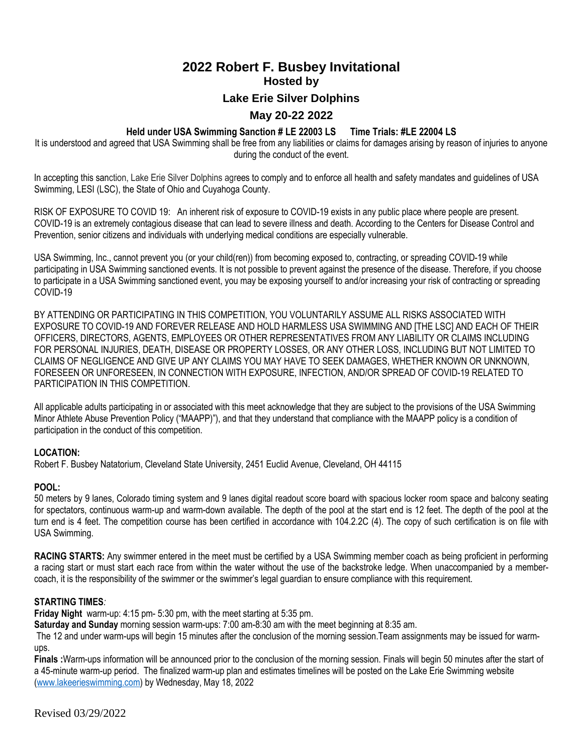# 2022 Robert F. Busbey Invitational

## Hosted by

## Lake Erie Silver Dolphins

## May 20-22 2022

**Held under USA Swimming Sanction # LE 22003 LS Time Trials: #LE 22004 LS**

It is understood and agreed that USA Swimming shall be free from any liabilities or claims for damages arising by reason of injuries to anyone during the conduct of the event.

In accepting this sanction, Lake Erie Silver Dolphins agrees to comply and to enforce all health and safety mandates and guidelines of USA Swimming, LESI (LSC), the State of Ohio and Cuyahoga County.

RISK OF EXPOSURE TO COVID 19: An inherent risk of exposure to COVID-19 exists in any public place where people are present. COVID-19 is an extremely contagious disease that can lead to severe illness and death. According to the Centers for Disease Control and Prevention, senior citizens and individuals with underlying medical conditions are especially vulnerable.

USA Swimming, Inc., cannot prevent you (or your child(ren)) from becoming exposed to, contracting, or spreading COVID-19 while participating in USA Swimming sanctioned events. It is not possible to prevent against the presence of the disease. Therefore, if you choose to participate in a USA Swimming sanctioned event, you may be exposing yourself to and/or increasing your risk of contracting or spreading COVID-19

BY ATTENDING OR PARTICIPATING IN THIS COMPETITION, YOU VOLUNTARILY ASSUME ALL RISKS ASSOCIATED WITH EXPOSURE TO COVID-19 AND FOREVER RELEASE AND HOLD HARMLESS USA SWIMMING AND [THE LSC] AND EACH OF THEIR OFFICERS, DIRECTORS, AGENTS, EMPLOYEES OR OTHER REPRESENTATIVES FROM ANY LIABILITY OR CLAIMS INCLUDING FOR PERSONAL INJURIES, DEATH, DISEASE OR PROPERTY LOSSES, OR ANY OTHER LOSS, INCLUDING BUT NOT LIMITED TO CLAIMS OF NEGLIGENCE AND GIVE UP ANY CLAIMS YOU MAY HAVE TO SEEK DAMAGES, WHETHER KNOWN OR UNKNOWN, FORESEEN OR UNFORESEEN, IN CONNECTION WITH EXPOSURE, INFECTION, AND/OR SPREAD OF COVID-19 RELATED TO PARTICIPATION IN THIS COMPETITION.

All applicable adults participating in or associated with this meet acknowledge that they are subject to the provisions of the USA Swimming Minor Athlete Abuse Prevention Policy ("MAAPP)"), and that they understand that compliance with the MAAPP policy is a condition of participation in the conduct of this competition.

**LOCATION:**
Robert F. Busbey Natatorium, Cleveland State University, 2451 Euclid Avenue, Cleveland, OH 44115

**POOL:**
50 meters by 9 lanes, Colorado timing system and 9 lanes digital readout score board with spacious locker room space and balcony seating for spectators, continuous warm-up and warm-down available. The depth of the pool at the start end is 12 feet. The depth of the pool at the turn end is 4 feet. The competition course has been certified in accordance with 104.2.2C (4). The copy of such certification is on file with USA Swimming.

**RACING STARTS:** Any swimmer entered in the meet must be certified by a USA Swimming member coach as being proficient in performing a racing start or must start each race from within the water without the use of the backstroke ledge. When unaccompanied by a member-coach, it is the responsibility of the swimmer or the swimmer's legal guardian to ensure compliance with this requirement.

**STARTING TIMES***:*
**Friday Night** warm-up: 4:15 pm- 5:30 pm, with the meet starting at 5:35 pm.
**Saturday and Sunday** morning session warm-ups: 7:00 am-8:30 am with the meet beginning at 8:35 am.
The 12 and under warm-ups will begin 15 minutes after the conclusion of the morning session.Team assignments may be issued for warm-ups.
**Finals :**Warm-ups information will be announced prior to the conclusion of the morning session. Finals will begin 50 minutes after the start of a 45-minute warm-up period. The finalized warm-up plan and estimates timelines will be posted on the Lake Erie Swimming website (www.lakeerieswimming.com) by Wednesday, May 18, 2022

Revised 03/29/2022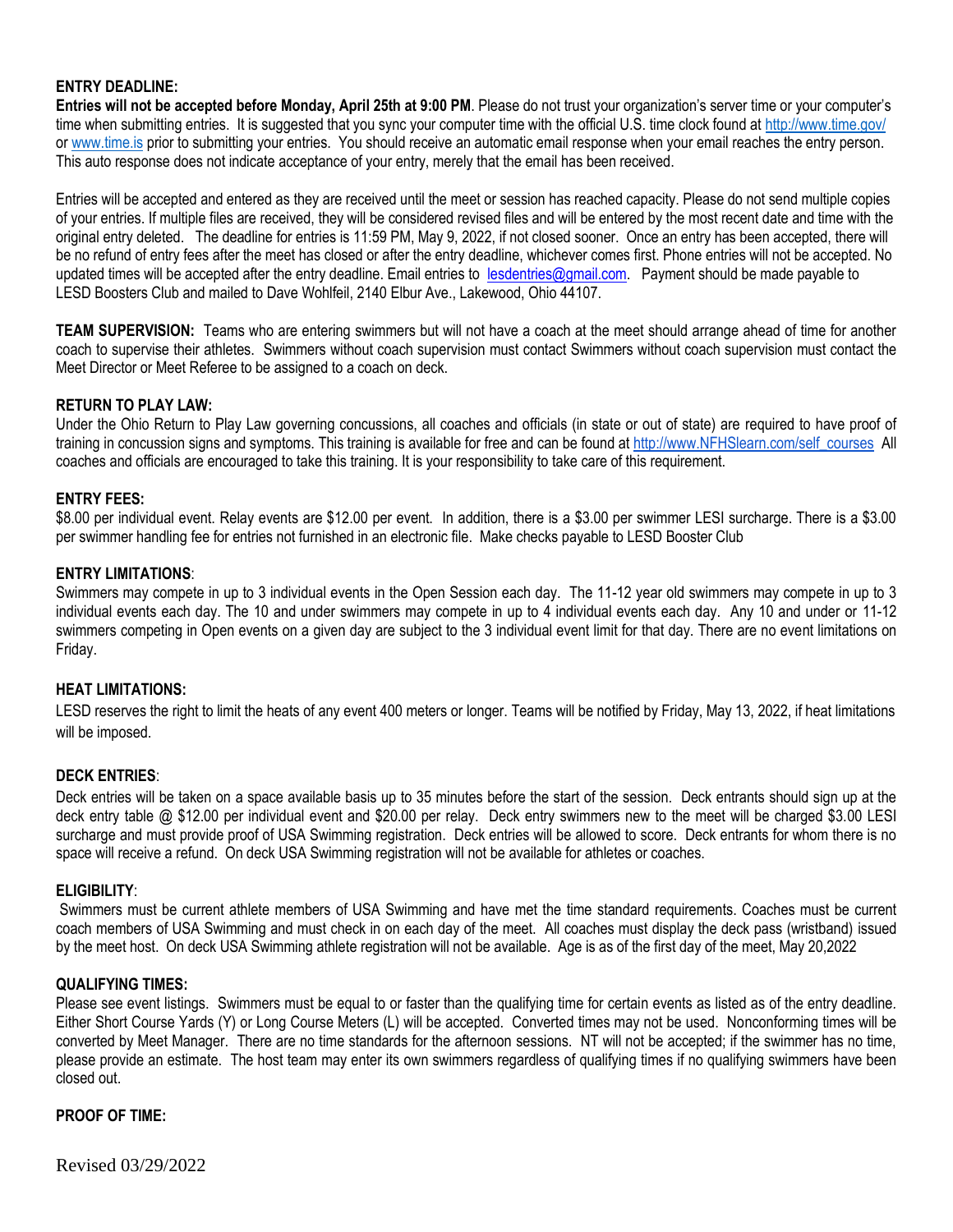**ENTRY DEADLINE:**

**Entries will not be accepted before Monday, April 25th at 9:00 PM**. Please do not trust your organization's server time or your computer's time when submitting entries. It is suggested that you sync your computer time with the official U.S. time clock found at http://www.time.gov/ or www.time.is prior to submitting your entries. You should receive an automatic email response when your email reaches the entry person. This auto response does not indicate acceptance of your entry, merely that the email has been received.

Entries will be accepted and entered as they are received until the meet or session has reached capacity. Please do not send multiple copies of your entries. If multiple files are received, they will be considered revised files and will be entered by the most recent date and time with the original entry deleted. The deadline for entries is 11:59 PM, May 9, 2022, if not closed sooner. Once an entry has been accepted, there will be no refund of entry fees after the meet has closed or after the entry deadline, whichever comes first. Phone entries will not be accepted. No updated times will be accepted after the entry deadline. Email entries to lesdentries@gmail.com. Payment should be made payable to LESD Boosters Club and mailed to Dave Wohlfeil, 2140 Elbur Ave., Lakewood, Ohio 44107.

**TEAM SUPERVISION:** Teams who are entering swimmers but will not have a coach at the meet should arrange ahead of time for another coach to supervise their athletes. Swimmers without coach supervision must contact Swimmers without coach supervision must contact the Meet Director or Meet Referee to be assigned to a coach on deck.

**RETURN TO PLAY LAW:**

Under the Ohio Return to Play Law governing concussions, all coaches and officials (in state or out of state) are required to have proof of training in concussion signs and symptoms. This training is available for free and can be found at http://www.NFHSlearn.com/self_courses All coaches and officials are encouraged to take this training. It is your responsibility to take care of this requirement.

**ENTRY FEES:**

$8.00 per individual event. Relay events are $12.00 per event. In addition, there is a $3.00 per swimmer LESI surcharge. There is a $3.00 per swimmer handling fee for entries not furnished in an electronic file. Make checks payable to LESD Booster Club

**ENTRY LIMITATIONS**:

Swimmers may compete in up to 3 individual events in the Open Session each day. The 11-12 year old swimmers may compete in up to 3 individual events each day. The 10 and under swimmers may compete in up to 4 individual events each day. Any 10 and under or 11-12 swimmers competing in Open events on a given day are subject to the 3 individual event limit for that day. There are no event limitations on Friday.

**HEAT LIMITATIONS:**

LESD reserves the right to limit the heats of any event 400 meters or longer. Teams will be notified by Friday, May 13, 2022, if heat limitations will be imposed.

**DECK ENTRIES**:

Deck entries will be taken on a space available basis up to 35 minutes before the start of the session. Deck entrants should sign up at the deck entry table @ $12.00 per individual event and $20.00 per relay. Deck entry swimmers new to the meet will be charged $3.00 LESI surcharge and must provide proof of USA Swimming registration. Deck entries will be allowed to score. Deck entrants for whom there is no space will receive a refund. On deck USA Swimming registration will not be available for athletes or coaches.

**ELIGIBILITY**:

Swimmers must be current athlete members of USA Swimming and have met the time standard requirements. Coaches must be current coach members of USA Swimming and must check in on each day of the meet. All coaches must display the deck pass (wristband) issued by the meet host. On deck USA Swimming athlete registration will not be available. Age is as of the first day of the meet, May 20,2022

**QUALIFYING TIMES:**

Please see event listings. Swimmers must be equal to or faster than the qualifying time for certain events as listed as of the entry deadline. Either Short Course Yards (Y) or Long Course Meters (L) will be accepted. Converted times may not be used. Nonconforming times will be converted by Meet Manager. There are no time standards for the afternoon sessions. NT will not be accepted; if the swimmer has no time, please provide an estimate. The host team may enter its own swimmers regardless of qualifying times if no qualifying swimmers have been closed out.

**PROOF OF TIME:**

Revised 03/29/2022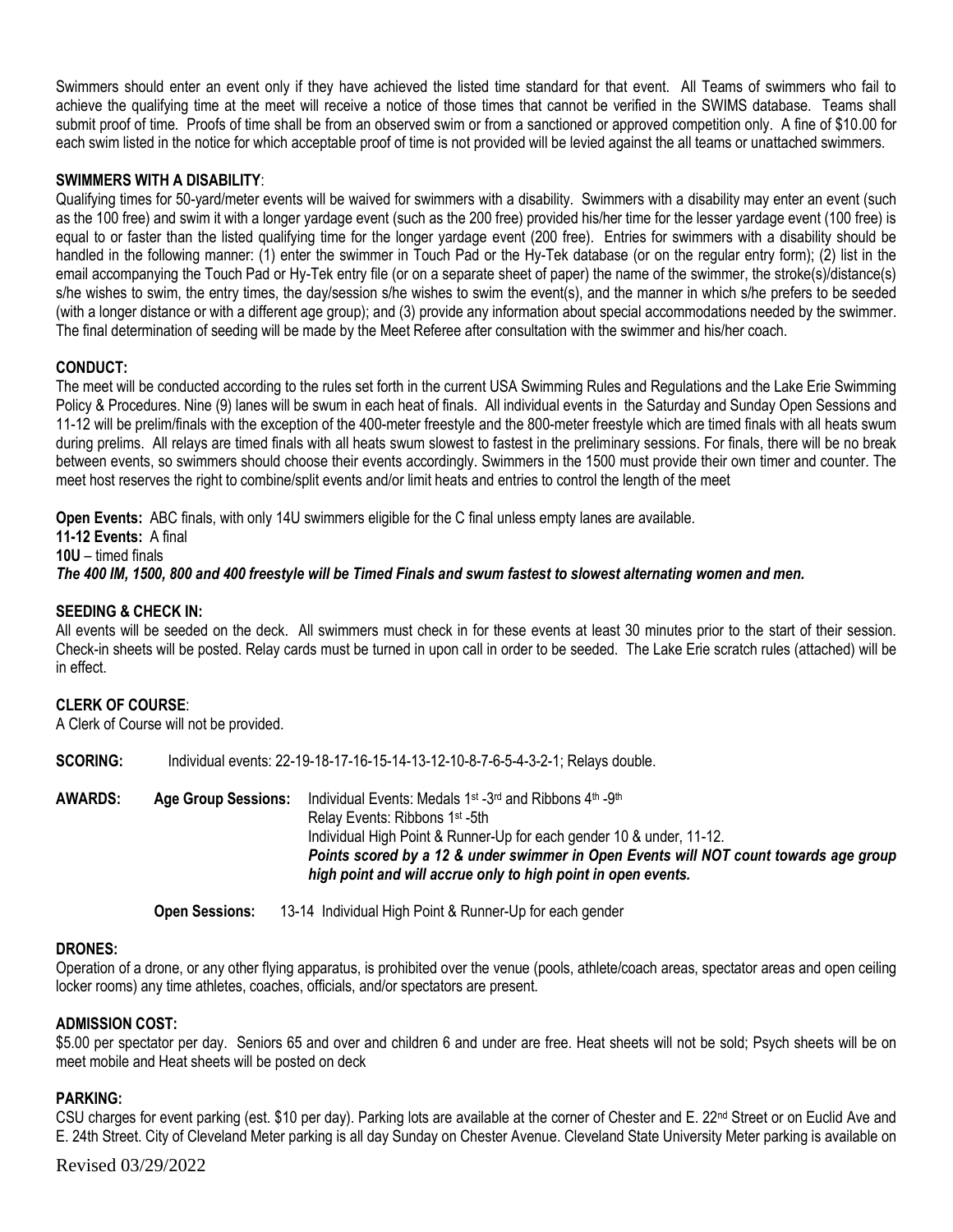Swimmers should enter an event only if they have achieved the listed time standard for that event. All Teams of swimmers who fail to achieve the qualifying time at the meet will receive a notice of those times that cannot be verified in the SWIMS database. Teams shall submit proof of time. Proofs of time shall be from an observed swim or from a sanctioned or approved competition only. A fine of $10.00 for each swim listed in the notice for which acceptable proof of time is not provided will be levied against the all teams or unattached swimmers.

**SWIMMERS WITH A DISABILITY**:

Qualifying times for 50-yard/meter events will be waived for swimmers with a disability. Swimmers with a disability may enter an event (such as the 100 free) and swim it with a longer yardage event (such as the 200 free) provided his/her time for the lesser yardage event (100 free) is equal to or faster than the listed qualifying time for the longer yardage event (200 free). Entries for swimmers with a disability should be handled in the following manner: (1) enter the swimmer in Touch Pad or the Hy-Tek database (or on the regular entry form); (2) list in the email accompanying the Touch Pad or Hy-Tek entry file (or on a separate sheet of paper) the name of the swimmer, the stroke(s)/distance(s) s/he wishes to swim, the entry times, the day/session s/he wishes to swim the event(s), and the manner in which s/he prefers to be seeded (with a longer distance or with a different age group); and (3) provide any information about special accommodations needed by the swimmer. The final determination of seeding will be made by the Meet Referee after consultation with the swimmer and his/her coach.

**CONDUCT:**

The meet will be conducted according to the rules set forth in the current USA Swimming Rules and Regulations and the Lake Erie Swimming Policy & Procedures. Nine (9) lanes will be swum in each heat of finals. All individual events in the Saturday and Sunday Open Sessions and 11-12 will be prelim/finals with the exception of the 400-meter freestyle and the 800-meter freestyle which are timed finals with all heats swum during prelims. All relays are timed finals with all heats swum slowest to fastest in the preliminary sessions. For finals, there will be no break between events, so swimmers should choose their events accordingly. Swimmers in the 1500 must provide their own timer and counter. The meet host reserves the right to combine/split events and/or limit heats and entries to control the length of the meet

**Open Events:** ABC finals, with only 14U swimmers eligible for the C final unless empty lanes are available.
**11-12 Events:** A final
**10U** – timed finals
***The 400 IM, 1500, 800 and 400 freestyle will be Timed Finals and swum fastest to slowest alternating women and men.***

**SEEDING & CHECK IN:**

All events will be seeded on the deck. All swimmers must check in for these events at least 30 minutes prior to the start of their session. Check-in sheets will be posted. Relay cards must be turned in upon call in order to be seeded. The Lake Erie scratch rules (attached) will be in effect.

**CLERK OF COURSE**:

A Clerk of Course will not be provided.

**SCORING:** Individual events: 22-19-18-17-16-15-14-13-12-10-8-7-6-5-4-3-2-1; Relays double.

**AWARDS:** **Age Group Sessions:** Individual Events: Medals 1st -3rd and Ribbons 4th -9th
Relay Events: Ribbons 1st -5th
Individual High Point & Runner-Up for each gender 10 & under, 11-12.
***Points scored by a 12 & under swimmer in Open Events will NOT count towards age group high point and will accrue only to high point in open events.***

**Open Sessions:** 13-14 Individual High Point & Runner-Up for each gender

**DRONES:**

Operation of a drone, or any other flying apparatus, is prohibited over the venue (pools, athlete/coach areas, spectator areas and open ceiling locker rooms) any time athletes, coaches, officials, and/or spectators are present.

**ADMISSION COST:**

$5.00 per spectator per day. Seniors 65 and over and children 6 and under are free. Heat sheets will not be sold; Psych sheets will be on meet mobile and Heat sheets will be posted on deck

**PARKING:**

CSU charges for event parking (est. $10 per day). Parking lots are available at the corner of Chester and E. 22nd Street or on Euclid Ave and E. 24th Street. City of Cleveland Meter parking is all day Sunday on Chester Avenue. Cleveland State University Meter parking is available on

Revised 03/29/2022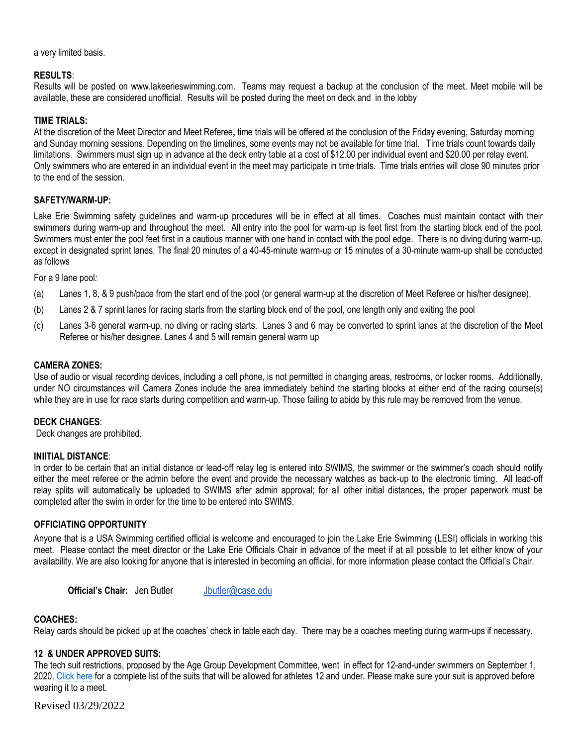a very limited basis.

**RESULTS**:
Results will be posted on www.lakeerieswimming.com. Teams may request a backup at the conclusion of the meet. Meet mobile will be available, these are considered unofficial. Results will be posted during the meet on deck and in the lobby

**TIME TRIALS:**
At the discretion of the Meet Director and Meet Referee**,** time trials will be offered at the conclusion of the Friday evening, Saturday morning and Sunday morning sessions. Depending on the timelines, some events may not be available for time trial. Time trials count towards daily limitations. Swimmers must sign up in advance at the deck entry table at a cost of $12.00 per individual event and $20.00 per relay event. Only swimmers who are entered in an individual event in the meet may participate in time trials. Time trials entries will close 90 minutes prior to the end of the session.

**SAFETY/WARM-UP:**

Lake Erie Swimming safety guidelines and warm-up procedures will be in effect at all times. Coaches must maintain contact with their swimmers during warm-up and throughout the meet. All entry into the pool for warm-up is feet first from the starting block end of the pool. Swimmers must enter the pool feet first in a cautious manner with one hand in contact with the pool edge. There is no diving during warm-up, except in designated sprint lanes. The final 20 minutes of a 40-45-minute warm-up *or* 15 minutes of a 30-minute warm-up shall be conducted as follows

For a 9 lane pool*:*

(a) Lanes 1, 8, & 9 push/pace from the start end of the pool (or general warm-up at the discretion of Meet Referee or his/her designee).

(b) Lanes 2 & 7 sprint lanes for racing starts from the starting block end of the pool, one length only and exiting the pool

(c) Lanes 3-6 general warm-up, no diving or racing starts. Lanes 3 and 6 may be converted to sprint lanes at the discretion of the Meet Referee or his/her designee. Lanes 4 and 5 will remain general warm up

**CAMERA ZONES:**
Use of audio or visual recording devices, including a cell phone, is not permitted in changing areas, restrooms, or locker rooms. Additionally, under NO circumstances will Camera Zones include the area immediately behind the starting blocks at either end of the racing course(s) while they are in use for race starts during competition and warm-up. Those failing to abide by this rule may be removed from the venue.

**DECK CHANGES**:
Deck changes are prohibited.

**INIITIAL DISTANCE**:
In order to be certain that an initial distance or lead-off relay leg is entered into SWIMS, the swimmer or the swimmer's coach should notify either the meet referee or the admin before the event and provide the necessary watches as back-up to the electronic timing. All lead-off relay splits will automatically be uploaded to SWIMS after admin approval; for all other initial distances, the proper paperwork must be completed after the swim in order for the time to be entered into SWIMS.

**OFFICIATING OPPORTUNITY**

Anyone that is a USA Swimming certified official is welcome and encouraged to join the Lake Erie Swimming (LESI) officials in working this meet. Please contact the meet director or the Lake Erie Officials Chair in advance of the meet if at all possible to let either know of your availability. We are also looking for anyone that is interested in becoming an official, for more information please contact the Official's Chair.

**Official's Chair:** Jen Butler Jbutler@case.edu

**COACHES:**
Relay cards should be picked up at the coaches' check in table each day. There may be a coaches meeting during warm-ups if necessary.

**12 & UNDER APPROVED SUITS:**
The tech suit restrictions, proposed by the Age Group Development Committee, went in effect for 12-and-under swimmers on September 1, 2020. Click here for a complete list of the suits that will be allowed for athletes 12 and under. Please make sure your suit is approved before wearing it to a meet.

Revised 03/29/2022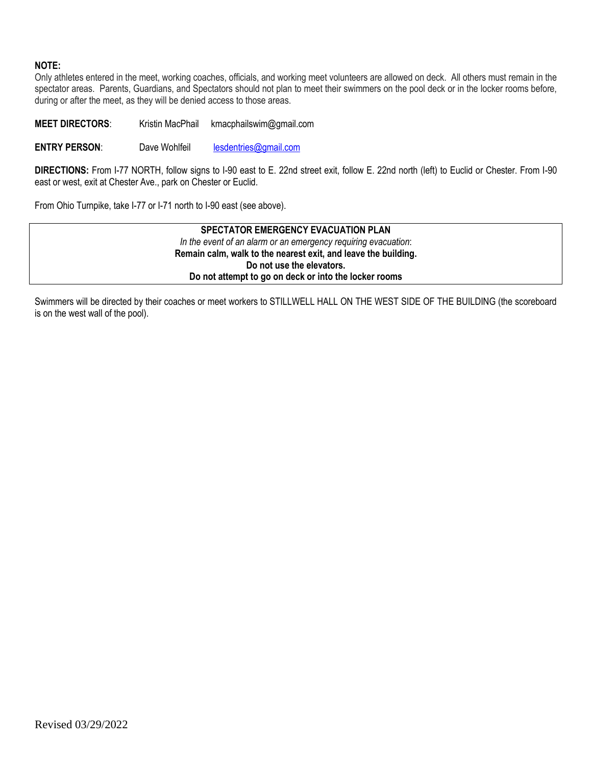**NOTE:**
Only athletes entered in the meet, working coaches, officials, and working meet volunteers are allowed on deck. All others must remain in the spectator areas. Parents, Guardians, and Spectators should not plan to meet their swimmers on the pool deck or in the locker rooms before, during or after the meet, as they will be denied access to those areas.

**MEET DIRECTORS**: Kristin MacPhail kmacphailswim@gmail.com

**ENTRY PERSON**: Dave Wohlfeil lesdentries@gmail.com

**DIRECTIONS:** From I-77 NORTH, follow signs to I-90 east to E. 22nd street exit, follow E. 22nd north (left) to Euclid or Chester. From I-90 east or west, exit at Chester Ave., park on Chester or Euclid.

From Ohio Turnpike, take I-77 or I-71 north to I-90 east (see above).

**SPECTATOR EMERGENCY EVACUATION PLAN**

*In the event of an alarm or an emergency requiring evacuation*:

**Remain calm, walk to the nearest exit, and leave the building.**

**Do not use the elevators.**

**Do not attempt to go on deck or into the locker rooms**

Swimmers will be directed by their coaches or meet workers to STILLWELL HALL ON THE WEST SIDE OF THE BUILDING (the scoreboard is on the west wall of the pool).

Revised 03/29/2022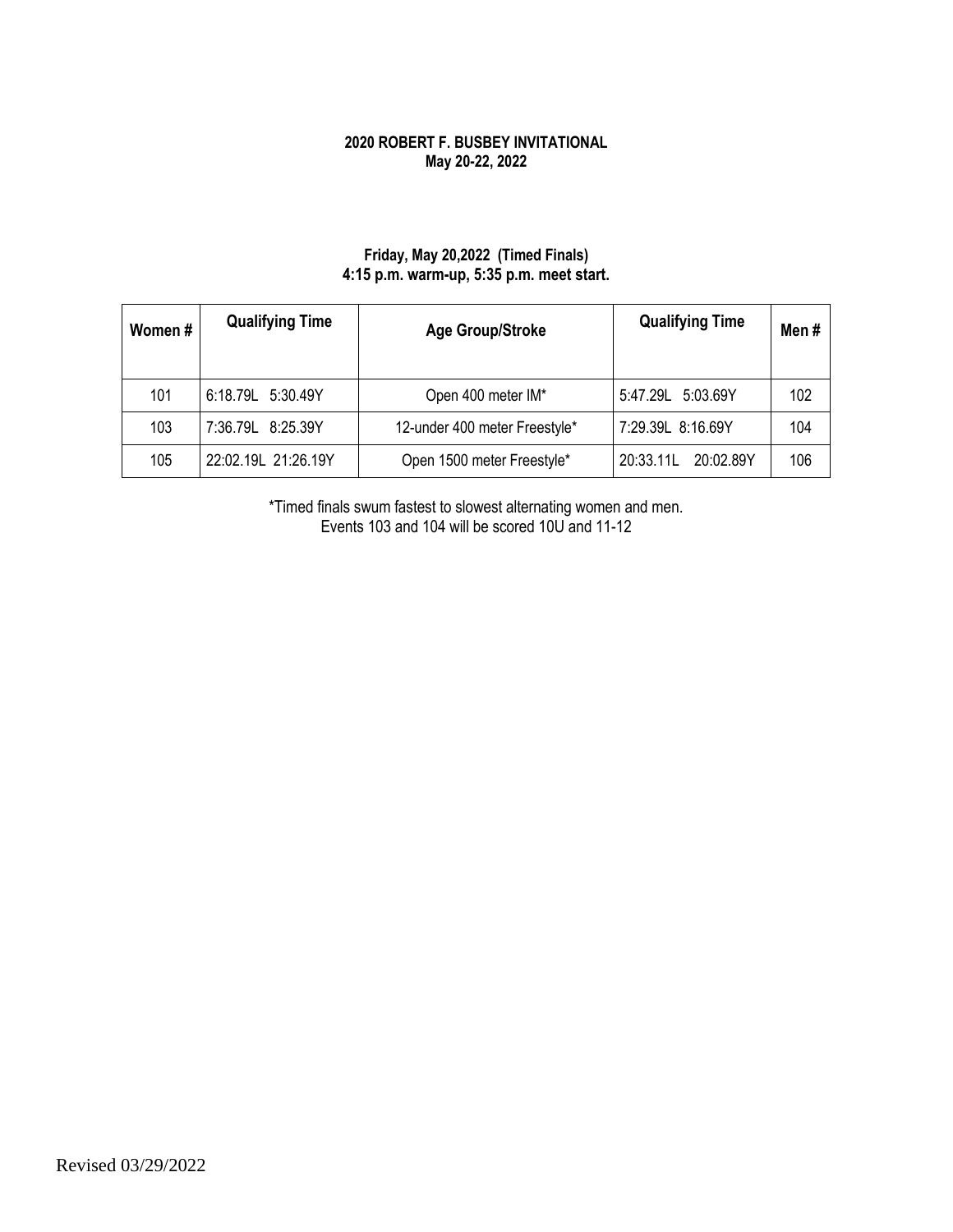**2020 ROBERT F. BUSBEY INVITATIONAL**
**May 20-22, 2022**

**Friday, May 20,2022 (Timed Finals)**
**4:15 p.m. warm-up, 5:35 p.m. meet start.**

| Women # | Qualifying Time | Age Group/Stroke | Qualifying Time | Men # |
|---|---|---|---|---|
| 101 | 6:18.79L 5:30.49Y | Open 400 meter IM* | 5:47.29L 5:03.69Y | 102 |
| 103 | 7:36.79L 8:25.39Y | 12-under 400 meter Freestyle* | 7:29.39L 8:16.69Y | 104 |
| 105 | 22:02.19L 21:26.19Y | Open 1500 meter Freestyle* | 20:33.11L 20:02.89Y | 106 |

*Timed finals swum fastest to slowest alternating women and men.
Events 103 and 104 will be scored 10U and 11-12

Revised 03/29/2022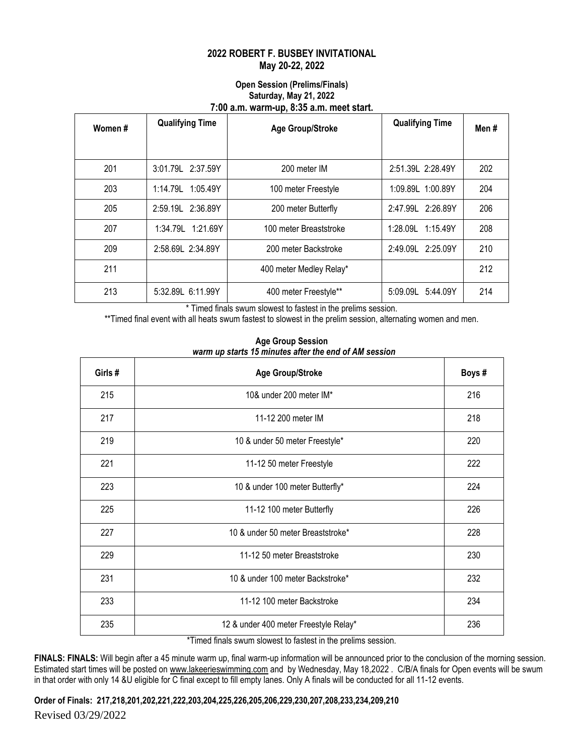**2022 ROBERT F. BUSBEY INVITATIONAL**
**May 20-22, 2022**

**Open Session (Prelims/Finals)**
**Saturday, May 21, 2022**
**7:00 a.m. warm-up, 8:35 a.m. meet start.**

| Women # | Qualifying Time | Age Group/Stroke | Qualifying Time | Men # |
|---|---|---|---|---|
| 201 | 3:01.79L 2:37.59Y | 200 meter IM | 2:51.39L 2:28.49Y | 202 |
| 203 | 1:14.79L 1:05.49Y | 100 meter Freestyle | 1:09.89L 1:00.89Y | 204 |
| 205 | 2:59.19L 2:36.89Y | 200 meter Butterfly | 2:47.99L 2:26.89Y | 206 |
| 207 | 1:34.79L 1:21.69Y | 100 meter Breaststroke | 1:28.09L 1:15.49Y | 208 |
| 209 | 2:58.69L 2:34.89Y | 200 meter Backstroke | 2:49.09L 2:25.09Y | 210 |
| 211 | | 400 meter Medley Relay* | | 212 |
| 213 | 5:32.89L 6:11.99Y | 400 meter Freestyle** | 5:09.09L 5:44.09Y | 214 |

\* Timed finals swum slowest to fastest in the prelims session.

**Timed final event with all heats swum fastest to slowest in the prelim session, alternating women and men.

**Age Group Session**
***warm up starts 15 minutes after the end of AM session***

| Girls # | Age Group/Stroke | Boys # |
|---|---|---|
| 215 | 10& under 200 meter IM* | 216 |
| 217 | 11-12 200 meter IM | 218 |
| 219 | 10 & under 50 meter Freestyle* | 220 |
| 221 | 11-12 50 meter Freestyle | 222 |
| 223 | 10 & under 100 meter Butterfly* | 224 |
| 225 | 11-12 100 meter Butterfly | 226 |
| 227 | 10 & under 50 meter Breaststroke* | 228 |
| 229 | 11-12 50 meter Breaststroke | 230 |
| 231 | 10 & under 100 meter Backstroke* | 232 |
| 233 | 11-12 100 meter Backstroke | 234 |
| 235 | 12 & under 400 meter Freestyle Relay* | 236 |

*Timed finals swum slowest to fastest in the prelims session.

**FINALS: FINALS:** Will begin after a 45 minute warm up, final warm-up information will be announced prior to the conclusion of the morning session. Estimated start times will be posted on www.lakeerieswimming.com and by Wednesday, May 18,2022 . C/B/A finals for Open events will be swum in that order with only 14 &U eligible for C final except to fill empty lanes. Only A finals will be conducted for all 11-12 events.

**Order of Finals: 217,218,201,202,221,222,203,204,225,226,205,206,229,230,207,208,233,234,209,210**

Revised 03/29/2022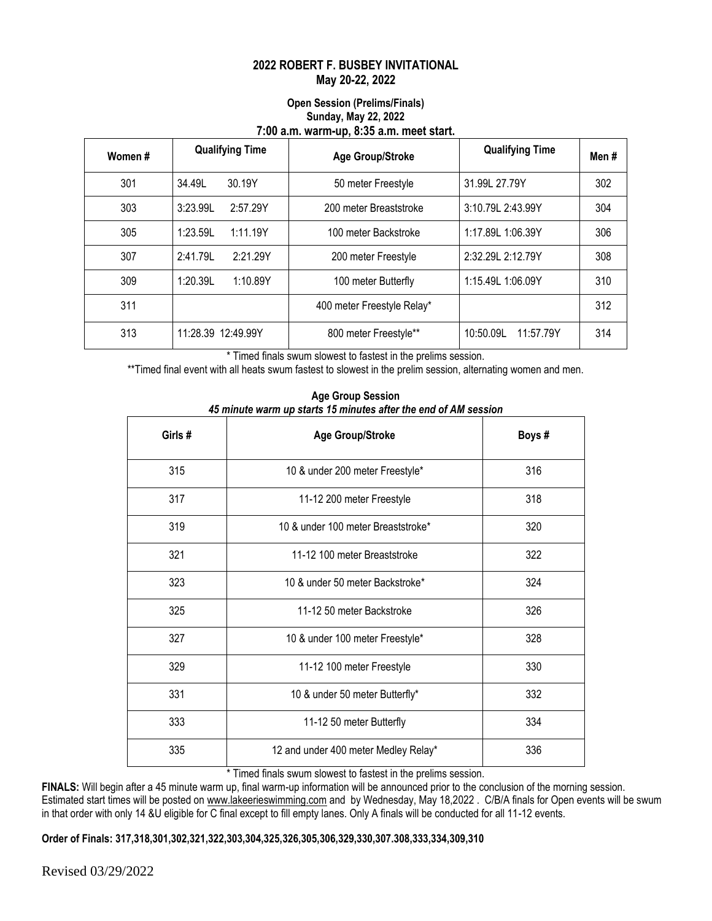**2022 ROBERT F. BUSBEY INVITATIONAL**
**May 20-22, 2022**

**Open Session (Prelims/Finals)**
**Sunday, May 22, 2022**
**7:00 a.m. warm-up, 8:35 a.m. meet start.**

| Women # | Qualifying Time | Age Group/Stroke | Qualifying Time | Men # |
|---|---|---|---|---|
| 301 | 34.49L 30.19Y | 50 meter Freestyle | 31.99L 27.79Y | 302 |
| 303 | 3:23.99L 2:57.29Y | 200 meter Breaststroke | 3:10.79L 2:43.99Y | 304 |
| 305 | 1:23.59L 1:11.19Y | 100 meter Backstroke | 1:17.89L 1:06.39Y | 306 |
| 307 | 2:41.79L 2:21.29Y | 200 meter Freestyle | 2:32.29L 2:12.79Y | 308 |
| 309 | 1:20.39L 1:10.89Y | 100 meter Butterfly | 1:15.49L 1:06.09Y | 310 |
| 311 | | 400 meter Freestyle Relay* | | 312 |
| 313 | 11:28.39 12:49.99Y | 800 meter Freestyle** | 10:50.09L 11:57.79Y | 314 |

\* Timed finals swum slowest to fastest in the prelims session.

**Timed final event with all heats swum fastest to slowest in the prelim session, alternating women and men.

**Age Group Session**
***45 minute warm up starts 15 minutes after the end of AM session***

| Girls # | Age Group/Stroke | Boys # |
|---|---|---|
| 315 | 10 & under 200 meter Freestyle* | 316 |
| 317 | 11-12 200 meter Freestyle | 318 |
| 319 | 10 & under 100 meter Breaststroke* | 320 |
| 321 | 11-12 100 meter Breaststroke | 322 |
| 323 | 10 & under 50 meter Backstroke* | 324 |
| 325 | 11-12 50 meter Backstroke | 326 |
| 327 | 10 & under 100 meter Freestyle* | 328 |
| 329 | 11-12 100 meter Freestyle | 330 |
| 331 | 10 & under 50 meter Butterfly* | 332 |
| 333 | 11-12 50 meter Butterfly | 334 |
| 335 | 12 and under 400 meter Medley Relay* | 336 |

\* Timed finals swum slowest to fastest in the prelims session.

**FINALS:** Will begin after a 45 minute warm up, final warm-up information will be announced prior to the conclusion of the morning session. Estimated start times will be posted on www.lakeerieswimming.com and by Wednesday, May 18,2022 . C/B/A finals for Open events will be swum in that order with only 14 &U eligible for C final except to fill empty lanes. Only A finals will be conducted for all 11-12 events.

**Order of Finals: 317,318,301,302,321,322,303,304,325,326,305,306,329,330,307.308,333,334,309,310**

Revised 03/29/2022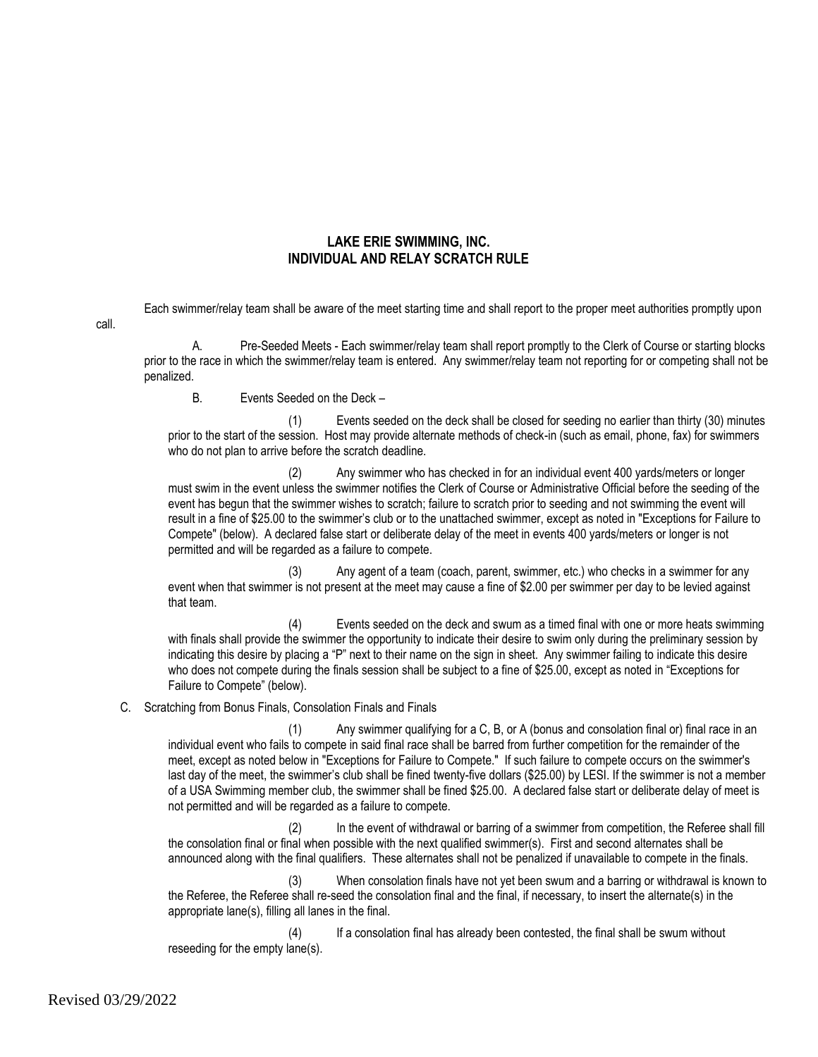## LAKE ERIE SWIMMING, INC.
## INDIVIDUAL AND RELAY SCRATCH RULE

Each swimmer/relay team shall be aware of the meet starting time and shall report to the proper meet authorities promptly upon call.

A. Pre-Seeded Meets - Each swimmer/relay team shall report promptly to the Clerk of Course or starting blocks prior to the race in which the swimmer/relay team is entered. Any swimmer/relay team not reporting for or competing shall not be penalized.

B. Events Seeded on the Deck –

(1) Events seeded on the deck shall be closed for seeding no earlier than thirty (30) minutes prior to the start of the session. Host may provide alternate methods of check-in (such as email, phone, fax) for swimmers who do not plan to arrive before the scratch deadline.

(2) Any swimmer who has checked in for an individual event 400 yards/meters or longer must swim in the event unless the swimmer notifies the Clerk of Course or Administrative Official before the seeding of the event has begun that the swimmer wishes to scratch; failure to scratch prior to seeding and not swimming the event will result in a fine of $25.00 to the swimmer's club or to the unattached swimmer, except as noted in "Exceptions for Failure to Compete" (below). A declared false start or deliberate delay of the meet in events 400 yards/meters or longer is not permitted and will be regarded as a failure to compete.

(3) Any agent of a team (coach, parent, swimmer, etc.) who checks in a swimmer for any event when that swimmer is not present at the meet may cause a fine of $2.00 per swimmer per day to be levied against that team.

(4) Events seeded on the deck and swum as a timed final with one or more heats swimming with finals shall provide the swimmer the opportunity to indicate their desire to swim only during the preliminary session by indicating this desire by placing a "P" next to their name on the sign in sheet. Any swimmer failing to indicate this desire who does not compete during the finals session shall be subject to a fine of $25.00, except as noted in "Exceptions for Failure to Compete" (below).

C. Scratching from Bonus Finals, Consolation Finals and Finals

(1) Any swimmer qualifying for a C, B, or A (bonus and consolation final or) final race in an individual event who fails to compete in said final race shall be barred from further competition for the remainder of the meet, except as noted below in "Exceptions for Failure to Compete." If such failure to compete occurs on the swimmer's last day of the meet, the swimmer's club shall be fined twenty-five dollars ($25.00) by LESI. If the swimmer is not a member of a USA Swimming member club, the swimmer shall be fined $25.00. A declared false start or deliberate delay of meet is not permitted and will be regarded as a failure to compete.

(2) In the event of withdrawal or barring of a swimmer from competition, the Referee shall fill the consolation final or final when possible with the next qualified swimmer(s). First and second alternates shall be announced along with the final qualifiers. These alternates shall not be penalized if unavailable to compete in the finals.

(3) When consolation finals have not yet been swum and a barring or withdrawal is known to the Referee, the Referee shall re-seed the consolation final and the final, if necessary, to insert the alternate(s) in the appropriate lane(s), filling all lanes in the final.

(4) If a consolation final has already been contested, the final shall be swum without reseeding for the empty lane(s).

Revised 03/29/2022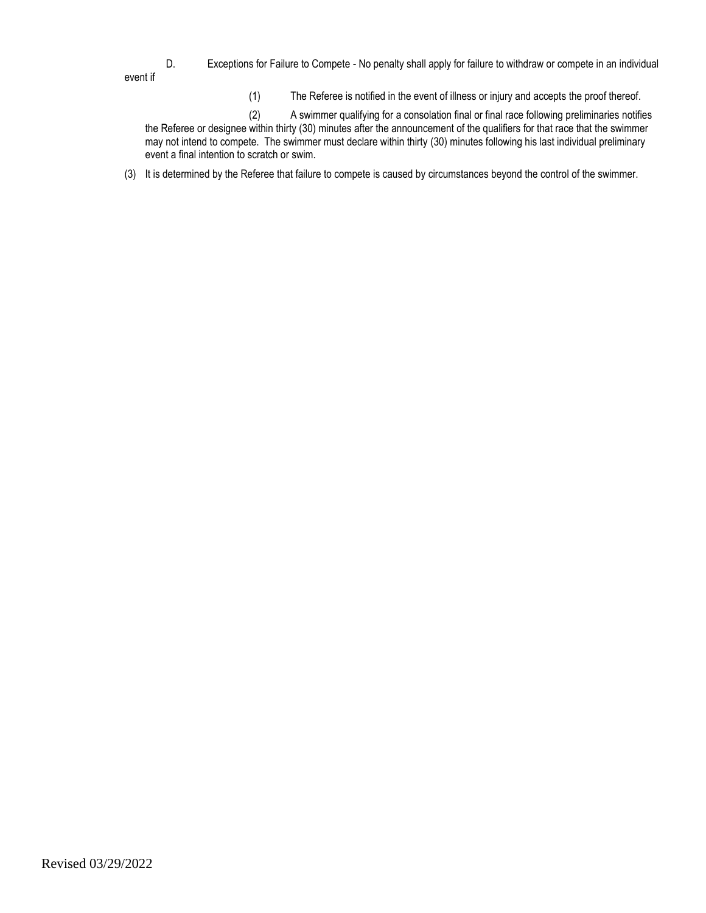D. Exceptions for Failure to Compete - No penalty shall apply for failure to withdraw or compete in an individual event if

(1) The Referee is notified in the event of illness or injury and accepts the proof thereof.

(2) A swimmer qualifying for a consolation final or final race following preliminaries notifies the Referee or designee within thirty (30) minutes after the announcement of the qualifiers for that race that the swimmer may not intend to compete. The swimmer must declare within thirty (30) minutes following his last individual preliminary event a final intention to scratch or swim.

(3) It is determined by the Referee that failure to compete is caused by circumstances beyond the control of the swimmer.

Revised 03/29/2022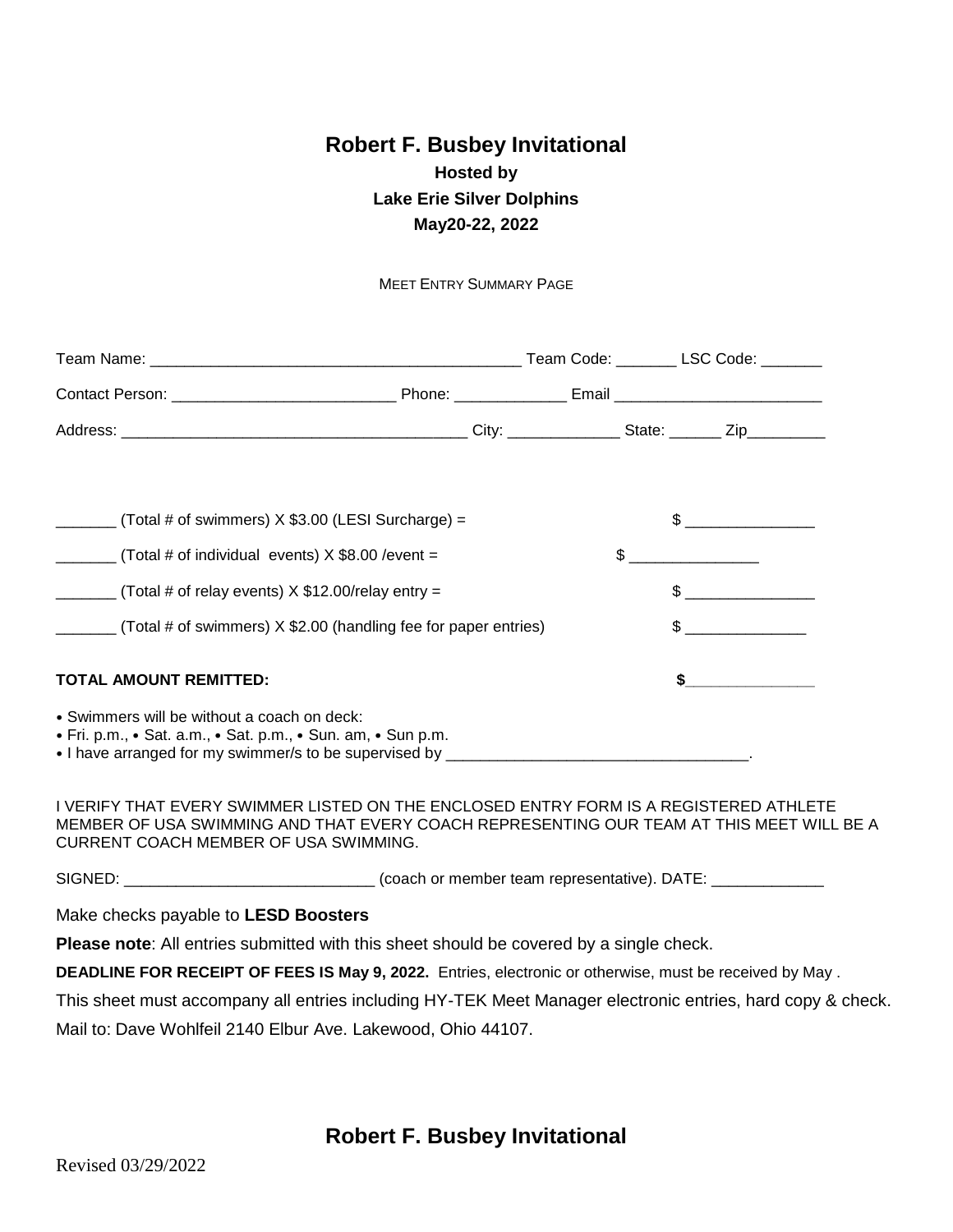# Robert F. Busbey Invitational

**Hosted by**

**Lake Erie Silver Dolphins**

**May20-22, 2022**

MEET ENTRY SUMMARY PAGE

Team Name: ____________________________________________ Team Code: _______ LSC Code: _______

Contact Person: _________________________ Phone: _____________ Email ________________________

Address: ________________________________________ City: _____________ State: ______ Zip_________

_______ (Total # of swimmers) X $3.00 (LESI Surcharge) = $ _______________

_______ (Total # of individual events) X $8.00 /event = $ _______________

_______ (Total # of relay events) X $12.00/relay entry = $ _______________

_______ (Total # of swimmers) X $2.00 (handling fee for paper entries) $ ______________

**TOTAL AMOUNT REMITTED:** **$_______________**

- Swimmers will be without a coach on deck:
- Fri. p.m., • Sat. a.m., • Sat. p.m., • Sun. am, • Sun p.m.
- I have arranged for my swimmer/s to be supervised by ___________________________________.

I VERIFY THAT EVERY SWIMMER LISTED ON THE ENCLOSED ENTRY FORM IS A REGISTERED ATHLETE MEMBER OF USA SWIMMING AND THAT EVERY COACH REPRESENTING OUR TEAM AT THIS MEET WILL BE A CURRENT COACH MEMBER OF USA SWIMMING.

SIGNED: ____________________________ (coach or member team representative). DATE: _____________

Make checks payable to **LESD Boosters**

**Please note**: All entries submitted with this sheet should be covered by a single check.

**DEADLINE FOR RECEIPT OF FEES IS May 9, 2022.** Entries, electronic or otherwise, must be received by May .

This sheet must accompany all entries including HY-TEK Meet Manager electronic entries, hard copy & check.

Mail to: Dave Wohlfeil 2140 Elbur Ave. Lakewood, Ohio 44107.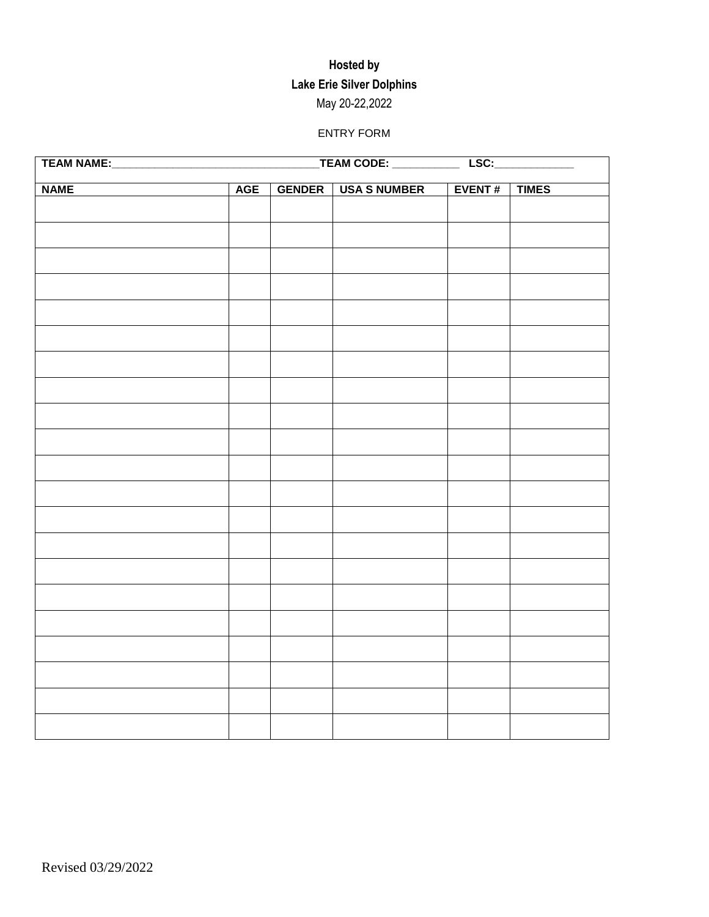**Hosted by**

**Lake Erie Silver Dolphins**

May 20-22,2022

ENTRY FORM

**TEAM NAME:**_________________________________**TEAM CODE:** ___________ **LSC:**_____________

| NAME | AGE | GENDER | USA S NUMBER | EVENT # | TIMES |
|---|---|---|---|---|---|
| | | | | | |
| | | | | | |
| | | | | | |
| | | | | | |
| | | | | | |
| | | | | | |
| | | | | | |
| | | | | | |
| | | | | | |
| | | | | | |
| | | | | | |
| | | | | | |
| | | | | | |
| | | | | | |
| | | | | | |
| | | | | | |
| | | | | | |
| | | | | | |
| | | | | | |
| | | | | | |
| | | | | | |

Revised 03/29/2022